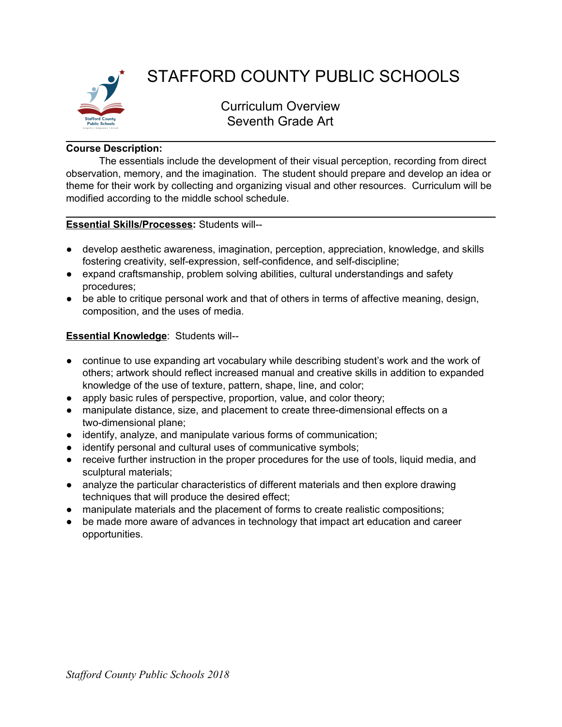# STAFFORD COUNTY PUBLIC SCHOOLS

## Curriculum Overview
## Seventh Grade Art

**Course Description:**

The essentials include the development of their visual perception, recording from direct observation, memory, and the imagination. The student should prepare and develop an idea or theme for their work by collecting and organizing visual and other resources. Curriculum will be modified according to the middle school schedule.

**Essential Skills/Processes:** Students will--

- develop aesthetic awareness, imagination, perception, appreciation, knowledge, and skills fostering creativity, self-expression, self-confidence, and self-discipline;
- expand craftsmanship, problem solving abilities, cultural understandings and safety procedures;
- be able to critique personal work and that of others in terms of affective meaning, design, composition, and the uses of media.

**Essential Knowledge**: Students will--

- continue to use expanding art vocabulary while describing student's work and the work of others; artwork should reflect increased manual and creative skills in addition to expanded knowledge of the use of texture, pattern, shape, line, and color;
- apply basic rules of perspective, proportion, value, and color theory;
- manipulate distance, size, and placement to create three-dimensional effects on a two-dimensional plane;
- identify, analyze, and manipulate various forms of communication;
- identify personal and cultural uses of communicative symbols;
- receive further instruction in the proper procedures for the use of tools, liquid media, and sculptural materials;
- analyze the particular characteristics of different materials and then explore drawing techniques that will produce the desired effect;
- manipulate materials and the placement of forms to create realistic compositions;
- be made more aware of advances in technology that impact art education and career opportunities.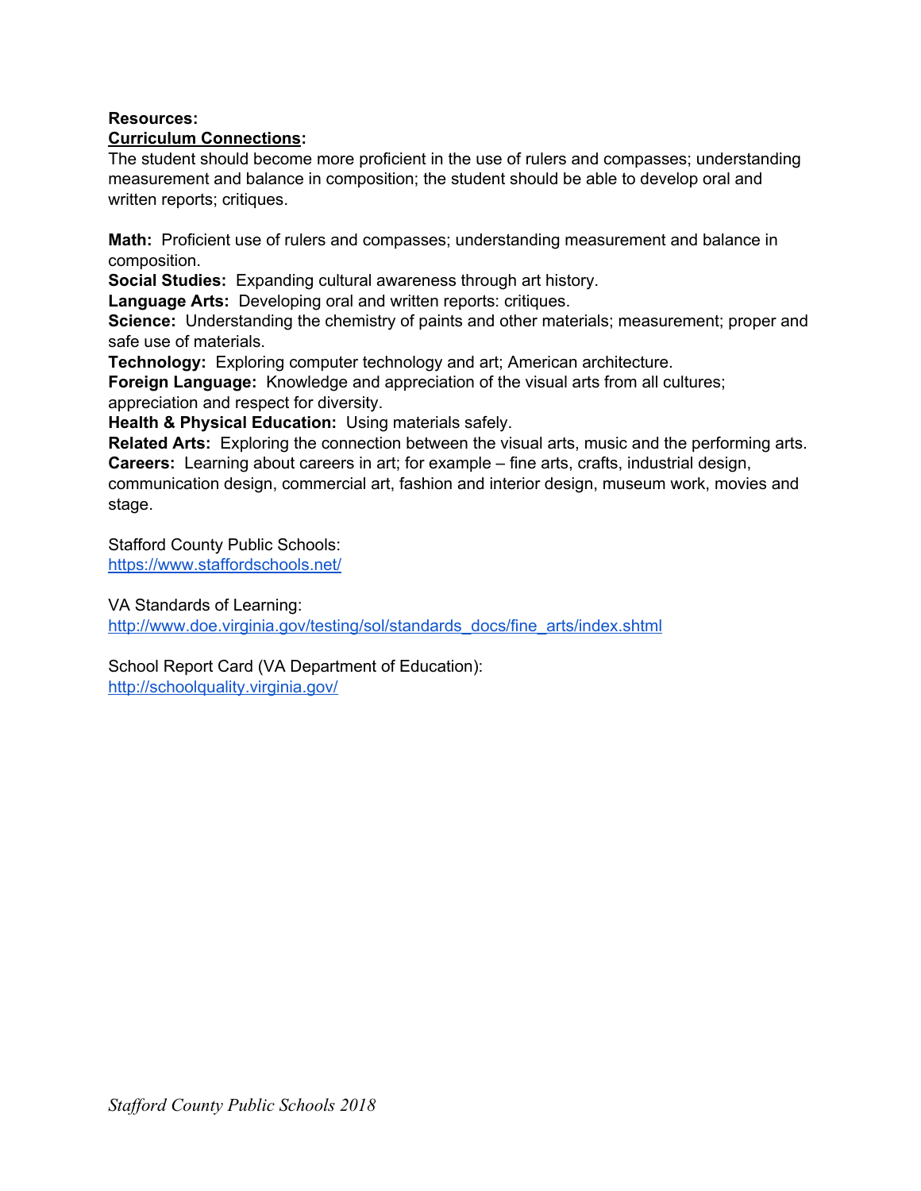**Resources:**

**Curriculum Connections:**

The student should become more proficient in the use of rulers and compasses; understanding measurement and balance in composition; the student should be able to develop oral and written reports; critiques.

**Math:** Proficient use of rulers and compasses; understanding measurement and balance in composition.
**Social Studies:** Expanding cultural awareness through art history.
**Language Arts:** Developing oral and written reports: critiques.
**Science:** Understanding the chemistry of paints and other materials; measurement; proper and safe use of materials.
**Technology:** Exploring computer technology and art; American architecture.
**Foreign Language:** Knowledge and appreciation of the visual arts from all cultures; appreciation and respect for diversity.
**Health & Physical Education:** Using materials safely.
**Related Arts:** Exploring the connection between the visual arts, music and the performing arts.
**Careers:** Learning about careers in art; for example – fine arts, crafts, industrial design, communication design, commercial art, fashion and interior design, museum work, movies and stage.

Stafford County Public Schools:
https://www.staffordschools.net/

VA Standards of Learning:
http://www.doe.virginia.gov/testing/sol/standards_docs/fine_arts/index.shtml

School Report Card (VA Department of Education):
http://schoolquality.virginia.gov/